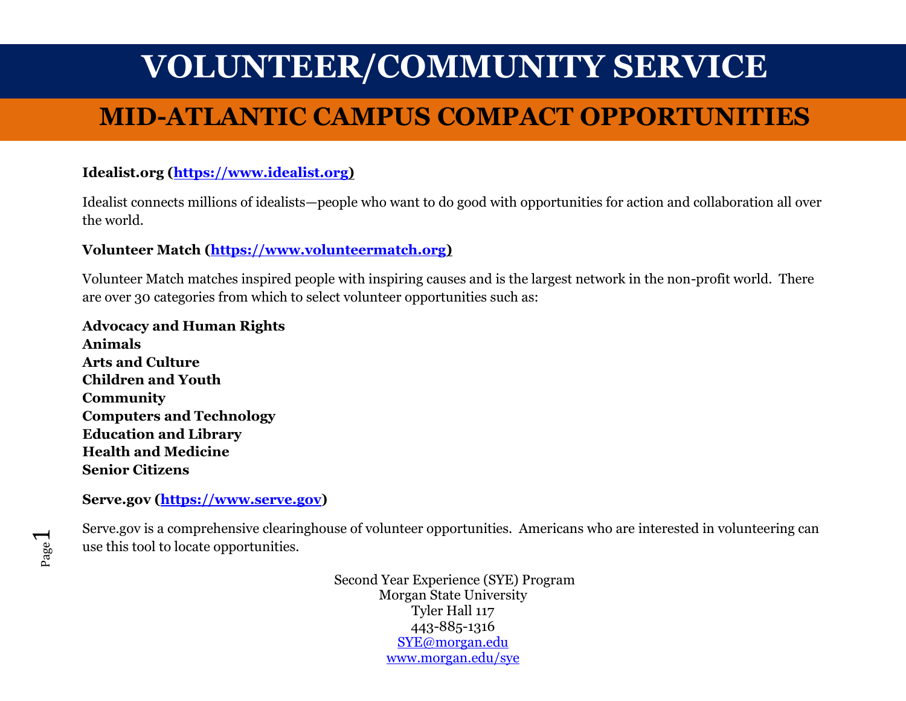# VOLUNTEER/COMMUNITY SERVICE

## MID-ATLANTIC CAMPUS COMPACT OPPORTUNITIES

**Idealist.org ([https://www.idealist.org](https://www.idealist.org))**

Idealist connects millions of idealists—people who want to do good with opportunities for action and collaboration all over the world.

**Volunteer Match ([https://www.volunteermatch.org](https://www.volunteermatch.org))**

Volunteer Match matches inspired people with inspiring causes and is the largest network in the non-profit world. There are over 30 categories from which to select volunteer opportunities such as:

**Advocacy and Human Rights**
**Animals**
**Arts and Culture**
**Children and Youth**
**Community**
**Computers and Technology**
**Education and Library**
**Health and Medicine**
**Senior Citizens**

**Serve.gov ([https://www.serve.gov](https://www.serve.gov))**

Serve.gov is a comprehensive clearinghouse of volunteer opportunities. Americans who are interested in volunteering can use this tool to locate opportunities.

Second Year Experience (SYE) Program
Morgan State University
Tyler Hall 117
443-885-1316
[SYE@morgan.edu](mailto:SYE@morgan.edu)
[www.morgan.edu/sye](http://www.morgan.edu/sye)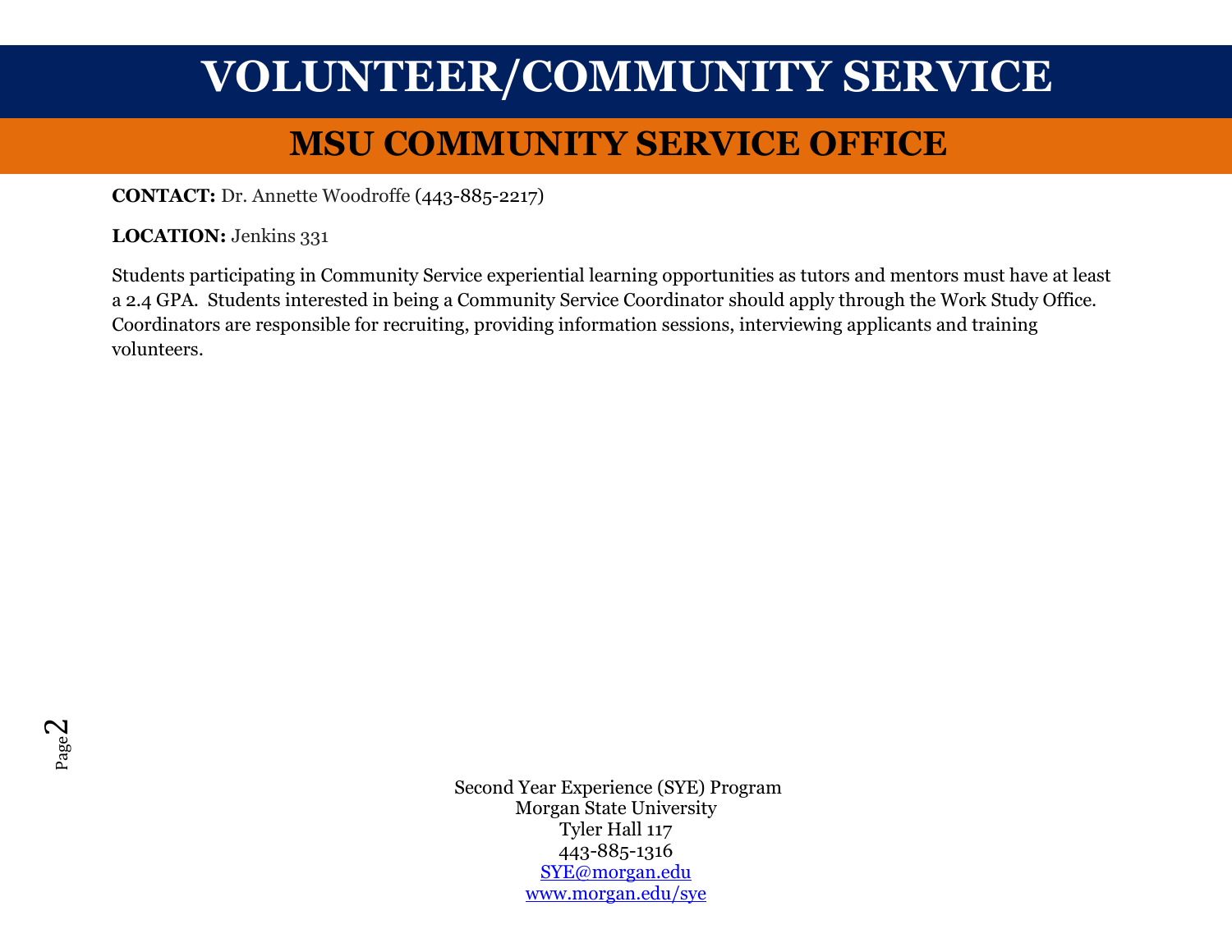# VOLUNTEER/COMMUNITY SERVICE

## MSU COMMUNITY SERVICE OFFICE

**CONTACT:** Dr. Annette Woodroffe (443-885-2217)

**LOCATION:** Jenkins 331

Students participating in Community Service experiential learning opportunities as tutors and mentors must have at least a 2.4 GPA. Students interested in being a Community Service Coordinator should apply through the Work Study Office. Coordinators are responsible for recruiting, providing information sessions, interviewing applicants and training volunteers.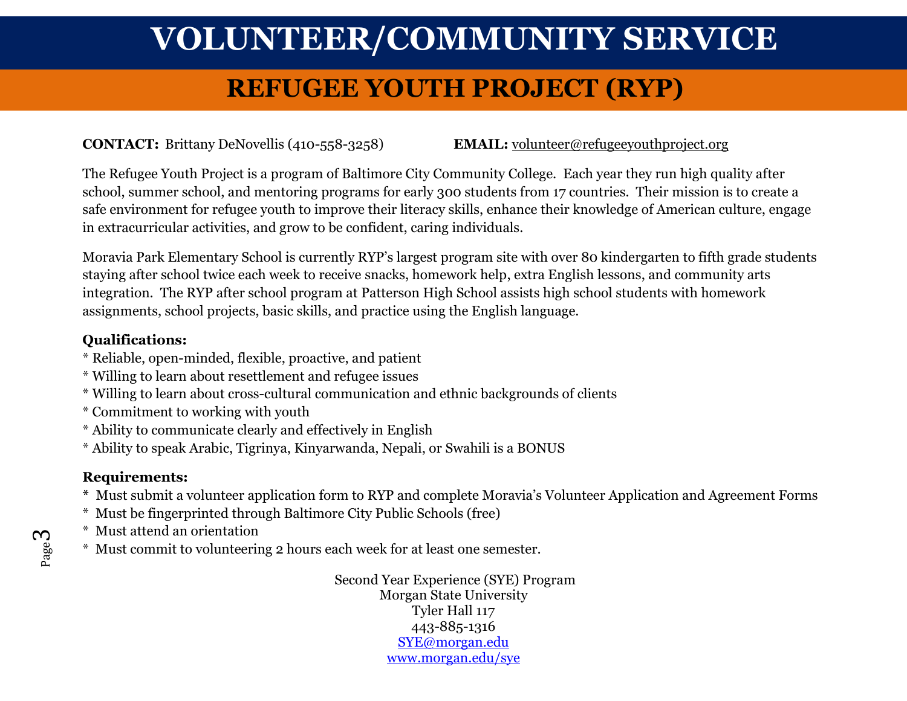# VOLUNTEER/COMMUNITY SERVICE

## REFUGEE YOUTH PROJECT (RYP)

**CONTACT:** Brittany DeNovellis (410-558-3258) **EMAIL:** volunteer@refugeeyouthproject.org

The Refugee Youth Project is a program of Baltimore City Community College. Each year they run high quality after school, summer school, and mentoring programs for early 300 students from 17 countries. Their mission is to create a safe environment for refugee youth to improve their literacy skills, enhance their knowledge of American culture, engage in extracurricular activities, and grow to be confident, caring individuals.

Moravia Park Elementary School is currently RYP's largest program site with over 80 kindergarten to fifth grade students staying after school twice each week to receive snacks, homework help, extra English lessons, and community arts integration. The RYP after school program at Patterson High School assists high school students with homework assignments, school projects, basic skills, and practice using the English language.

**Qualifications:**

* Reliable, open-minded, flexible, proactive, and patient
* Willing to learn about resettlement and refugee issues
* Willing to learn about cross-cultural communication and ethnic backgrounds of clients
* Commitment to working with youth
* Ability to communicate clearly and effectively in English
* Ability to speak Arabic, Tigrinya, Kinyarwanda, Nepali, or Swahili is a BONUS

**Requirements:**

* Must submit a volunteer application form to RYP and complete Moravia's Volunteer Application and Agreement Forms
* Must be fingerprinted through Baltimore City Public Schools (free)
* Must attend an orientation
* Must commit to volunteering 2 hours each week for at least one semester.

Second Year Experience (SYE) Program
Morgan State University
Tyler Hall 117
443-885-1316
SYE@morgan.edu
www.morgan.edu/sye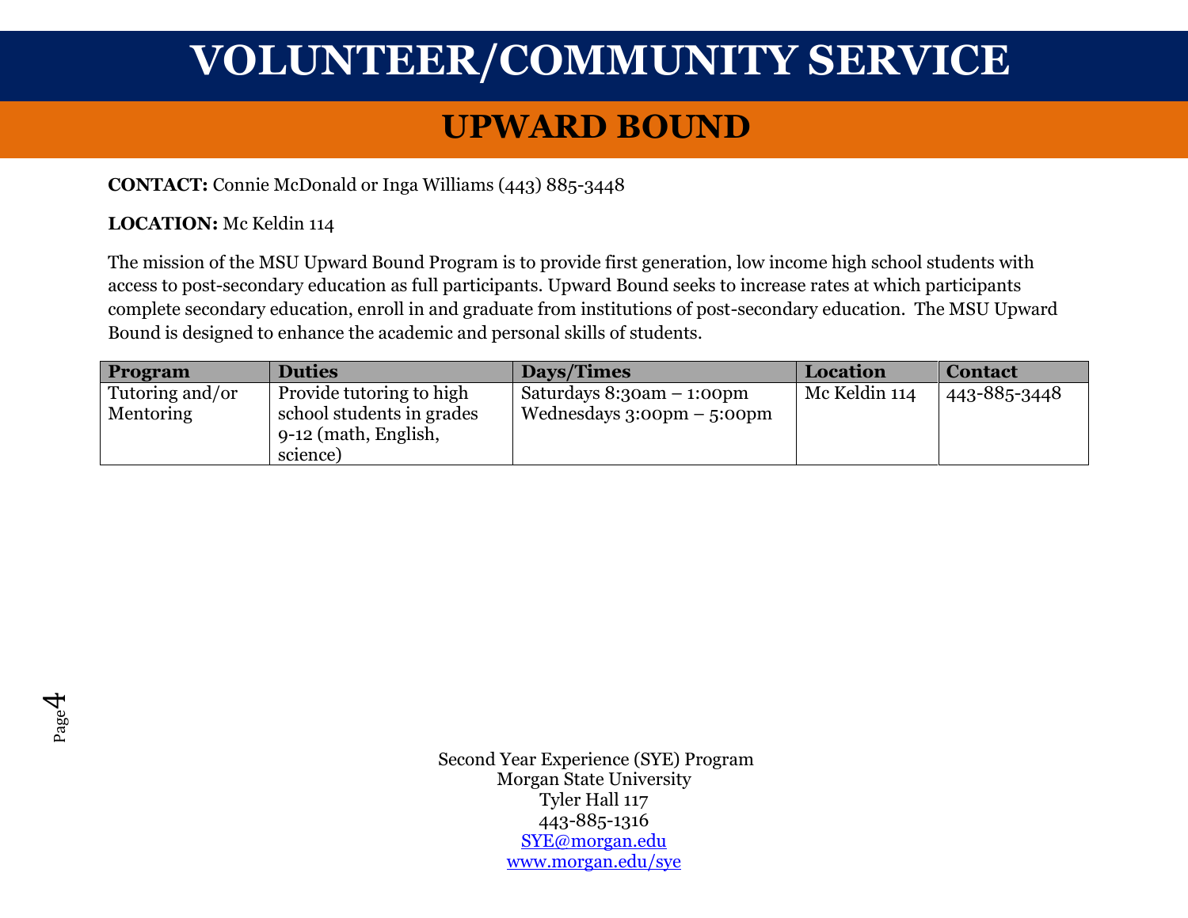# VOLUNTEER/COMMUNITY SERVICE

## UPWARD BOUND

**CONTACT:** Connie McDonald or Inga Williams (443) 885-3448

**LOCATION:** Mc Keldin 114

The mission of the MSU Upward Bound Program is to provide first generation, low income high school students with access to post-secondary education as full participants. Upward Bound seeks to increase rates at which participants complete secondary education, enroll in and graduate from institutions of post-secondary education. The MSU Upward Bound is designed to enhance the academic and personal skills of students.

| Program | Duties | Days/Times | Location | Contact |
|---|---|---|---|---|
| Tutoring and/or Mentoring | Provide tutoring to high school students in grades 9-12 (math, English, science) | Saturdays 8:30am – 1:00pm<br>Wednesdays 3:00pm – 5:00pm | Mc Keldin 114 | 443-885-3448 |

Second Year Experience (SYE) Program
Morgan State University
Tyler Hall 117
443-885-1316
SYE@morgan.edu
www.morgan.edu/sye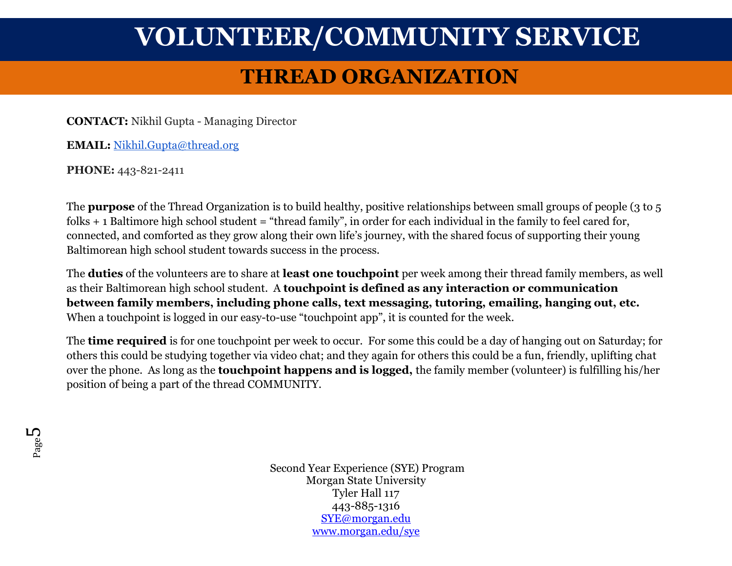# VOLUNTEER/COMMUNITY SERVICE

## THREAD ORGANIZATION

**CONTACT:** Nikhil Gupta - Managing Director

**EMAIL:** Nikhil.Gupta@thread.org

**PHONE:** 443-821-2411

The **purpose** of the Thread Organization is to build healthy, positive relationships between small groups of people (3 to 5 folks + 1 Baltimore high school student = "thread family", in order for each individual in the family to feel cared for, connected, and comforted as they grow along their own life's journey, with the shared focus of supporting their young Baltimorean high school student towards success in the process.

The **duties** of the volunteers are to share at **least one touchpoint** per week among their thread family members, as well as their Baltimorean high school student. A **touchpoint is defined as any interaction or communication between family members, including phone calls, text messaging, tutoring, emailing, hanging out, etc.** When a touchpoint is logged in our easy-to-use "touchpoint app", it is counted for the week.

The **time required** is for one touchpoint per week to occur. For some this could be a day of hanging out on Saturday; for others this could be studying together via video chat; and they again for others this could be a fun, friendly, uplifting chat over the phone. As long as the **touchpoint happens and is logged,** the family member (volunteer) is fulfilling his/her position of being a part of the thread COMMUNITY.

Second Year Experience (SYE) Program
Morgan State University
Tyler Hall 117
443-885-1316
SYE@morgan.edu
www.morgan.edu/sye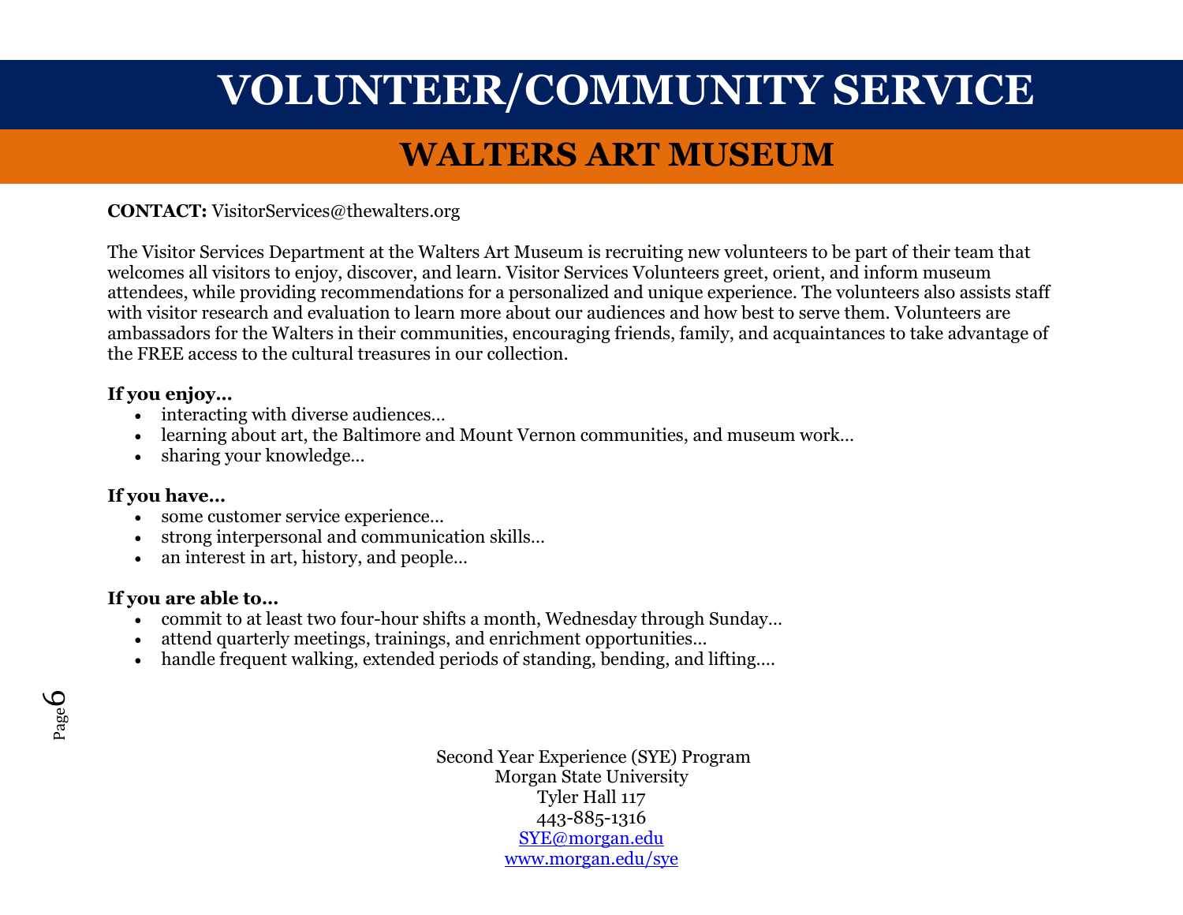# VOLUNTEER/COMMUNITY SERVICE

## WALTERS ART MUSEUM

**CONTACT:** VisitorServices@thewalters.org

The Visitor Services Department at the Walters Art Museum is recruiting new volunteers to be part of their team that welcomes all visitors to enjoy, discover, and learn. Visitor Services Volunteers greet, orient, and inform museum attendees, while providing recommendations for a personalized and unique experience. The volunteers also assists staff with visitor research and evaluation to learn more about our audiences and how best to serve them. Volunteers are ambassadors for the Walters in their communities, encouraging friends, family, and acquaintances to take advantage of the FREE access to the cultural treasures in our collection.

**If you enjoy…**

- interacting with diverse audiences…
- learning about art, the Baltimore and Mount Vernon communities, and museum work…
- sharing your knowledge…

**If you have…**

- some customer service experience…
- strong interpersonal and communication skills…
- an interest in art, history, and people…

**If you are able to…**

- commit to at least two four-hour shifts a month, Wednesday through Sunday…
- attend quarterly meetings, trainings, and enrichment opportunities…
- handle frequent walking, extended periods of standing, bending, and lifting….

Second Year Experience (SYE) Program
Morgan State University
Tyler Hall 117
443-885-1316
SYE@morgan.edu
www.morgan.edu/sye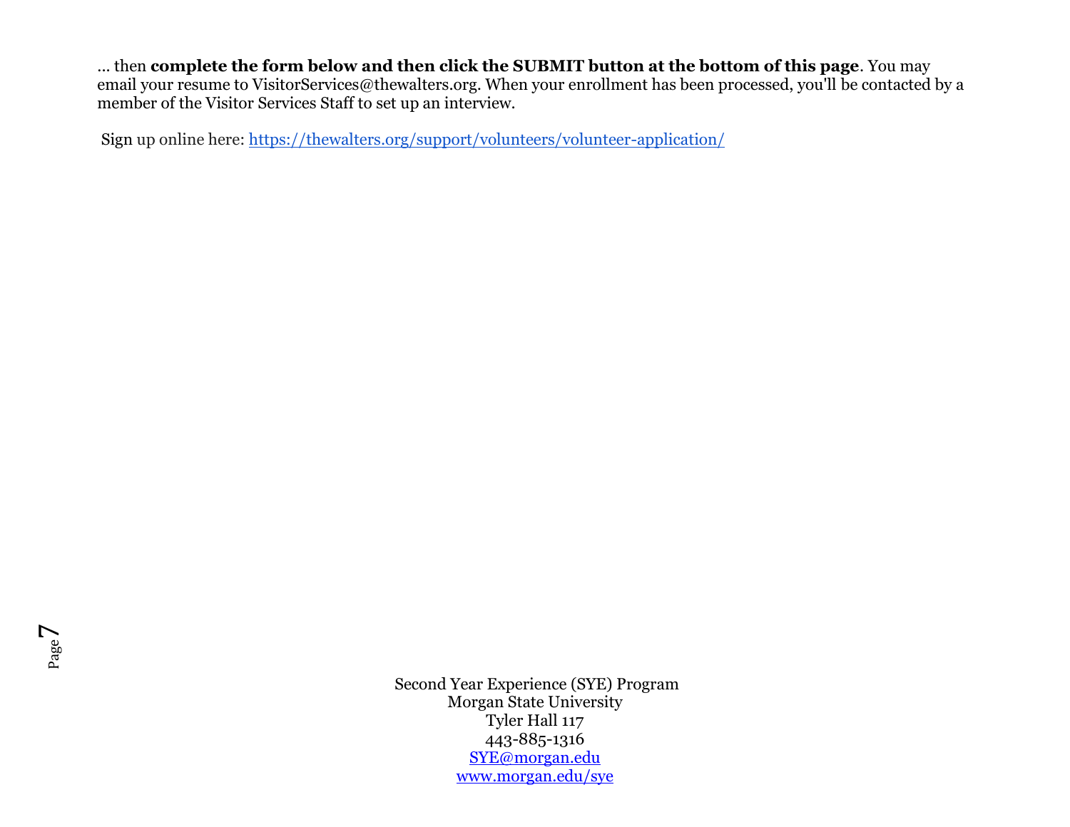... then **complete the form below and then click the SUBMIT button at the bottom of this page**. You may email your resume to VisitorServices@thewalters.org. When your enrollment has been processed, you'll be contacted by a member of the Visitor Services Staff to set up an interview.

Sign up online here: [https://thewalters.org/support/volunteers/volunteer-application/](https://thewalters.org/support/volunteers/volunteer-application/)

Second Year Experience (SYE) Program
Morgan State University
Tyler Hall 117
443-885-1316
[SYE@morgan.edu](mailto:SYE@morgan.edu)
[www.morgan.edu/sye](http://www.morgan.edu/sye)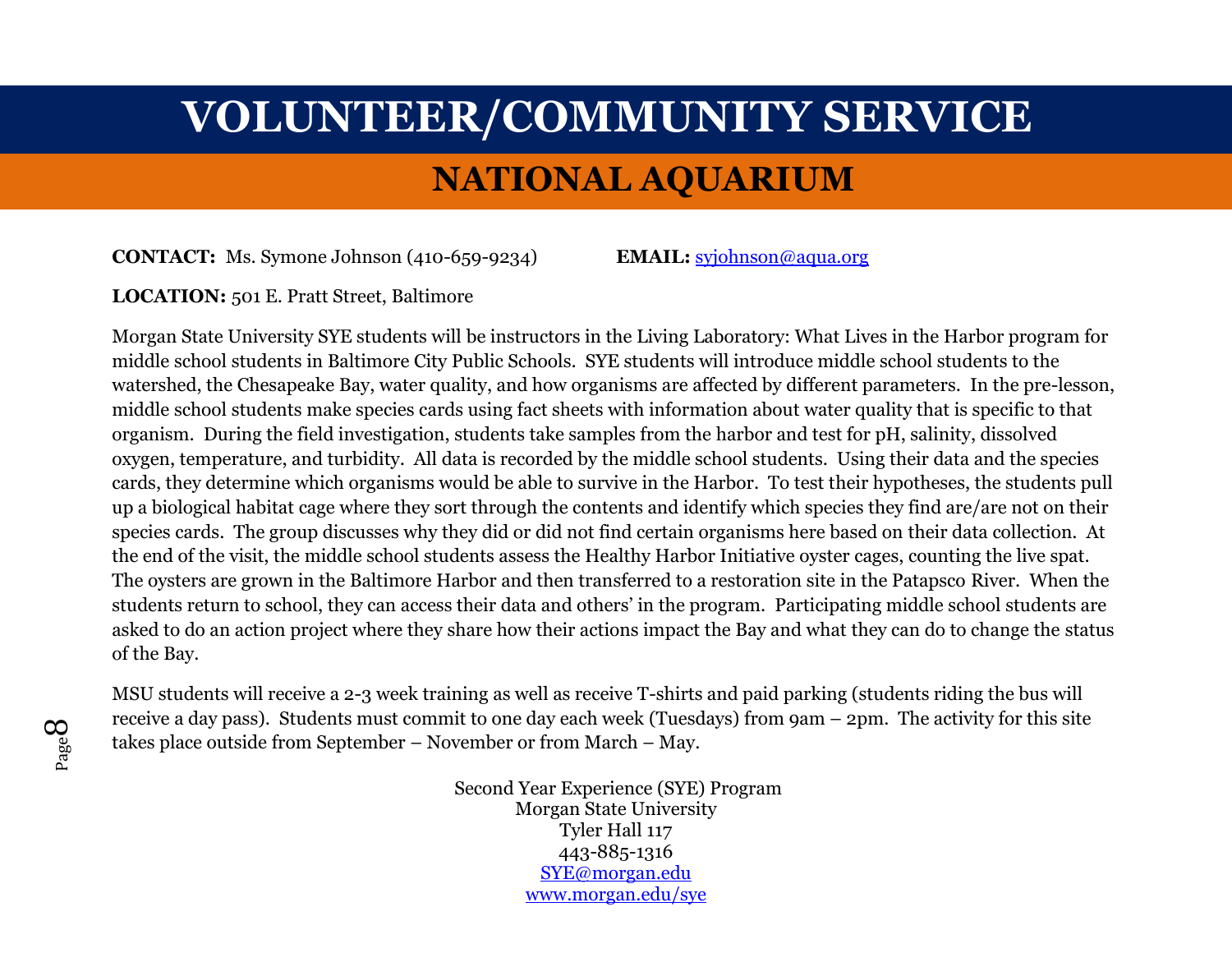# VOLUNTEER/COMMUNITY SERVICE

## NATIONAL AQUARIUM

**CONTACT:** Ms. Symone Johnson (410-659-9234) **EMAIL:** syjohnson@aqua.org

**LOCATION:** 501 E. Pratt Street, Baltimore

Morgan State University SYE students will be instructors in the Living Laboratory: What Lives in the Harbor program for middle school students in Baltimore City Public Schools. SYE students will introduce middle school students to the watershed, the Chesapeake Bay, water quality, and how organisms are affected by different parameters. In the pre-lesson, middle school students make species cards using fact sheets with information about water quality that is specific to that organism. During the field investigation, students take samples from the harbor and test for pH, salinity, dissolved oxygen, temperature, and turbidity. All data is recorded by the middle school students. Using their data and the species cards, they determine which organisms would be able to survive in the Harbor. To test their hypotheses, the students pull up a biological habitat cage where they sort through the contents and identify which species they find are/are not on their species cards. The group discusses why they did or did not find certain organisms here based on their data collection. At the end of the visit, the middle school students assess the Healthy Harbor Initiative oyster cages, counting the live spat. The oysters are grown in the Baltimore Harbor and then transferred to a restoration site in the Patapsco River. When the students return to school, they can access their data and others' in the program. Participating middle school students are asked to do an action project where they share how their actions impact the Bay and what they can do to change the status of the Bay.

MSU students will receive a 2-3 week training as well as receive T-shirts and paid parking (students riding the bus will receive a day pass). Students must commit to one day each week (Tuesdays) from 9am – 2pm. The activity for this site takes place outside from September – November or from March – May.

Second Year Experience (SYE) Program
Morgan State University
Tyler Hall 117
443-885-1316
SYE@morgan.edu
www.morgan.edu/sye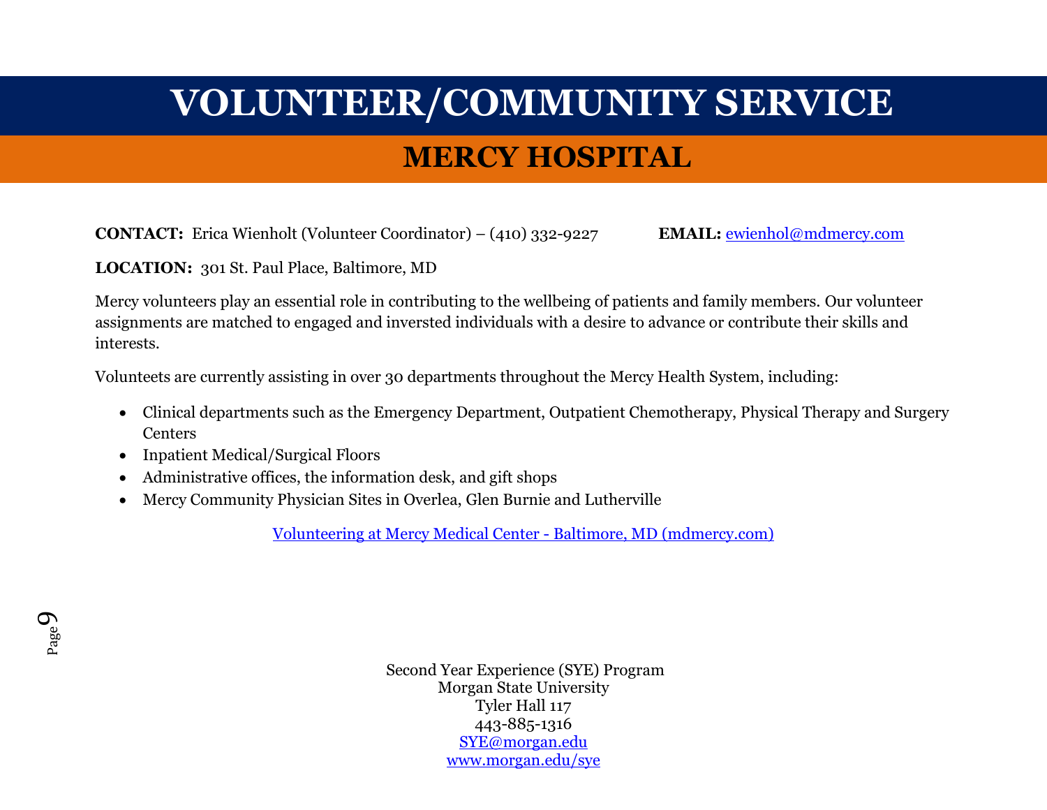# VOLUNTEER/COMMUNITY SERVICE

## MERCY HOSPITAL

**CONTACT:** Erica Wienholt (Volunteer Coordinator) – (410) 332-9227 **EMAIL:** ewienhol@mdmercy.com

**LOCATION:** 301 St. Paul Place, Baltimore, MD

Mercy volunteers play an essential role in contributing to the wellbeing of patients and family members. Our volunteer assignments are matched to engaged and inversted individuals with a desire to advance or contribute their skills and interests.

Volunteets are currently assisting in over 30 departments throughout the Mercy Health System, including:

- Clinical departments such as the Emergency Department, Outpatient Chemotherapy, Physical Therapy and Surgery Centers
- Inpatient Medical/Surgical Floors
- Administrative offices, the information desk, and gift shops
- Mercy Community Physician Sites in Overlea, Glen Burnie and Lutherville

Volunteering at Mercy Medical Center - Baltimore, MD (mdmercy.com)

Second Year Experience (SYE) Program
Morgan State University
Tyler Hall 117
443-885-1316
SYE@morgan.edu
www.morgan.edu/sye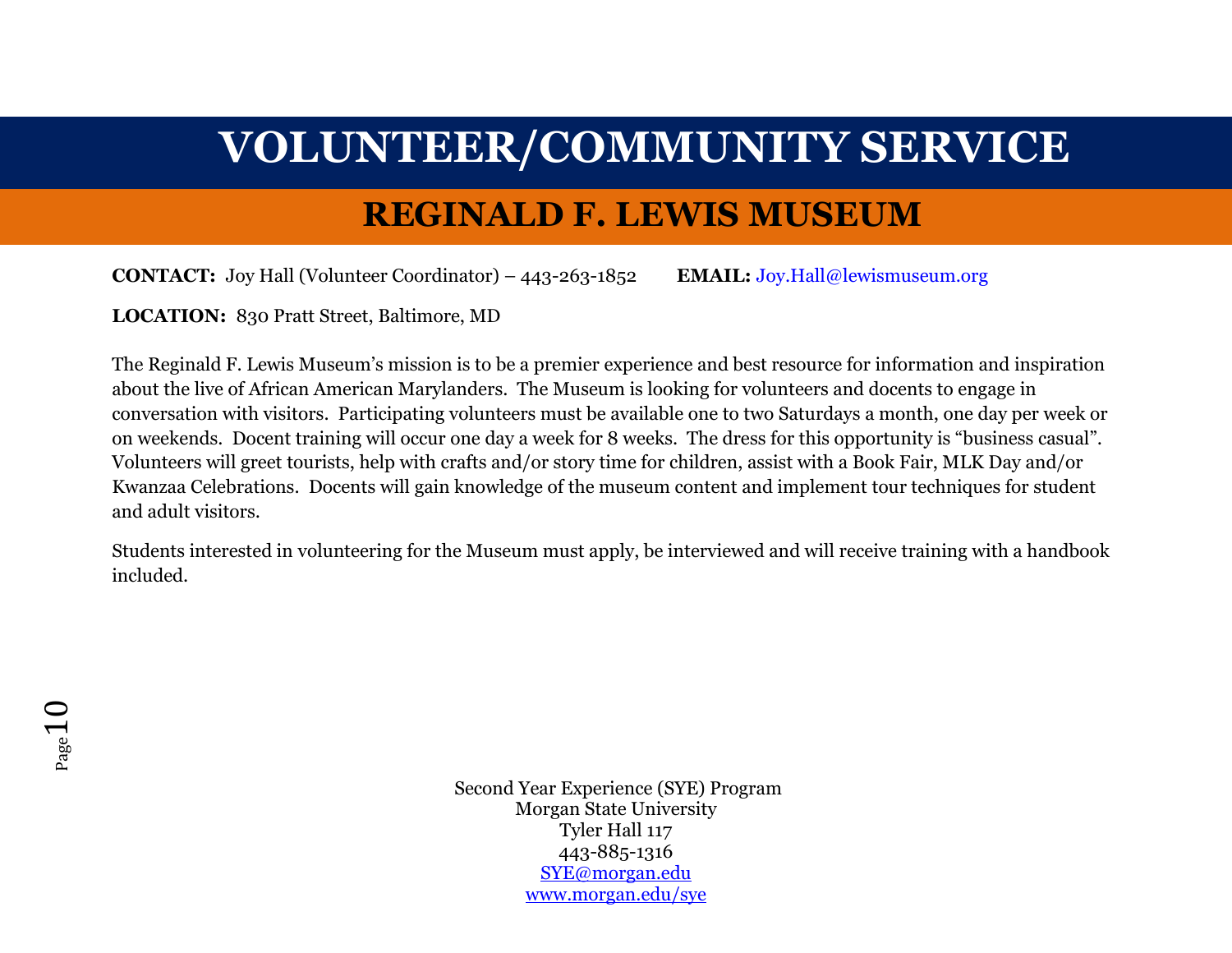# VOLUNTEER/COMMUNITY SERVICE

## REGINALD F. LEWIS MUSEUM

**CONTACT:** Joy Hall (Volunteer Coordinator) – 443-263-1852 **EMAIL:** Joy.Hall@lewismuseum.org

**LOCATION:** 830 Pratt Street, Baltimore, MD

The Reginald F. Lewis Museum's mission is to be a premier experience and best resource for information and inspiration about the live of African American Marylanders. The Museum is looking for volunteers and docents to engage in conversation with visitors. Participating volunteers must be available one to two Saturdays a month, one day per week or on weekends. Docent training will occur one day a week for 8 weeks. The dress for this opportunity is "business casual". Volunteers will greet tourists, help with crafts and/or story time for children, assist with a Book Fair, MLK Day and/or Kwanzaa Celebrations. Docents will gain knowledge of the museum content and implement tour techniques for student and adult visitors.

Students interested in volunteering for the Museum must apply, be interviewed and will receive training with a handbook included.

Second Year Experience (SYE) Program
Morgan State University
Tyler Hall 117
443-885-1316
SYE@morgan.edu
www.morgan.edu/sye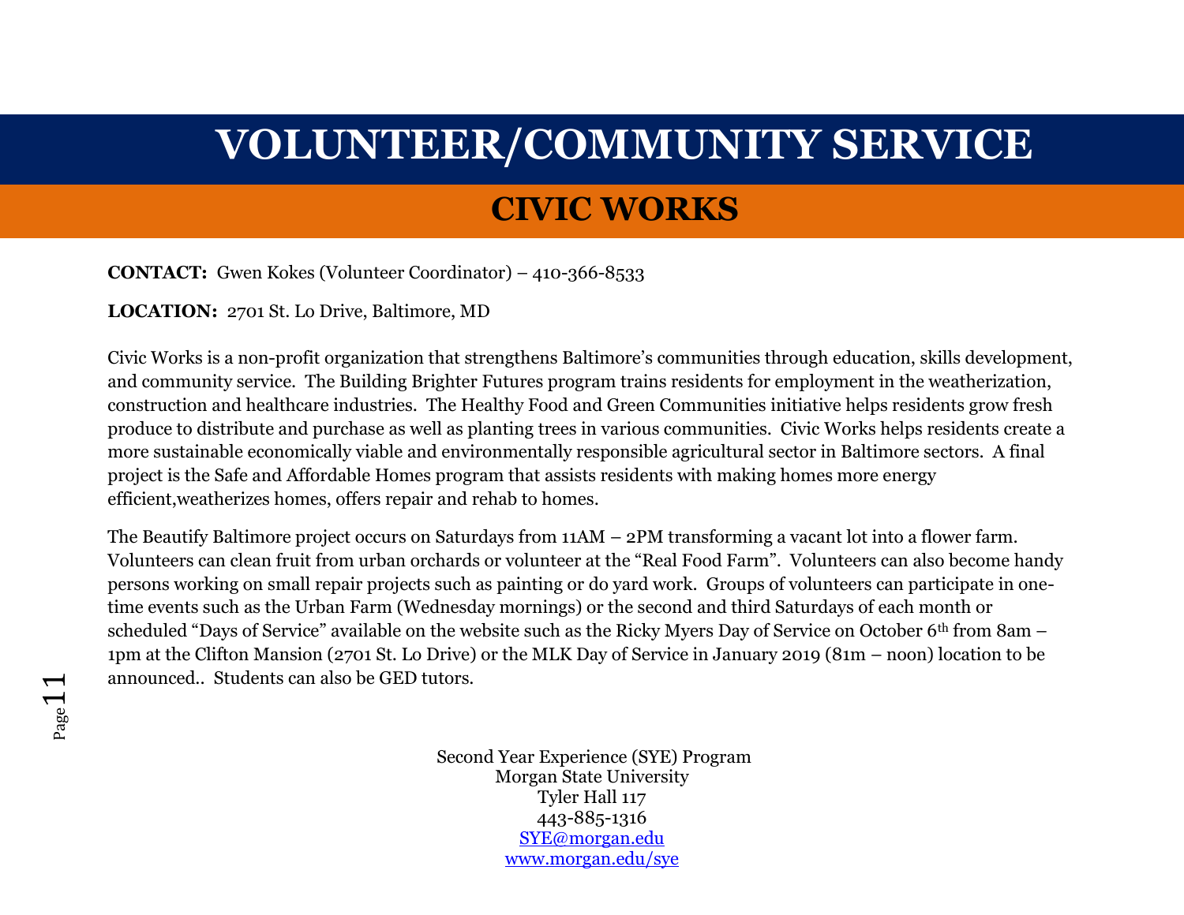# VOLUNTEER/COMMUNITY SERVICE

## CIVIC WORKS

**CONTACT:** Gwen Kokes (Volunteer Coordinator) – 410-366-8533

**LOCATION:** 2701 St. Lo Drive, Baltimore, MD

Civic Works is a non-profit organization that strengthens Baltimore's communities through education, skills development, and community service. The Building Brighter Futures program trains residents for employment in the weatherization, construction and healthcare industries. The Healthy Food and Green Communities initiative helps residents grow fresh produce to distribute and purchase as well as planting trees in various communities. Civic Works helps residents create a more sustainable economically viable and environmentally responsible agricultural sector in Baltimore sectors. A final project is the Safe and Affordable Homes program that assists residents with making homes more energy efficient,weatherizes homes, offers repair and rehab to homes.

The Beautify Baltimore project occurs on Saturdays from 11AM – 2PM transforming a vacant lot into a flower farm. Volunteers can clean fruit from urban orchards or volunteer at the "Real Food Farm". Volunteers can also become handy persons working on small repair projects such as painting or do yard work. Groups of volunteers can participate in one-time events such as the Urban Farm (Wednesday mornings) or the second and third Saturdays of each month or scheduled "Days of Service" available on the website such as the Ricky Myers Day of Service on October 6th from 8am – 1pm at the Clifton Mansion (2701 St. Lo Drive) or the MLK Day of Service in January 2019 (81m – noon) location to be announced.. Students can also be GED tutors.

Second Year Experience (SYE) Program
Morgan State University
Tyler Hall 117
443-885-1316
SYE@morgan.edu
www.morgan.edu/sye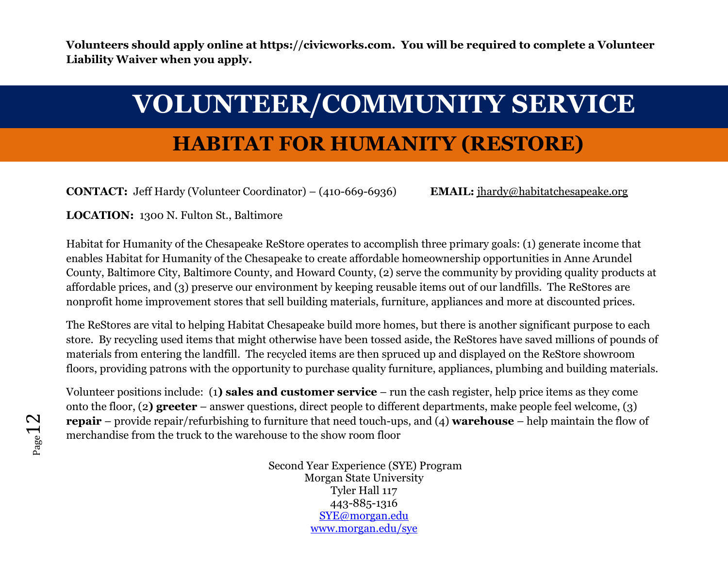**Volunteers should apply online at https://civicworks.com. You will be required to complete a Volunteer Liability Waiver when you apply.**

# VOLUNTEER/COMMUNITY SERVICE

## HABITAT FOR HUMANITY (RESTORE)

**CONTACT:** Jeff Hardy (Volunteer Coordinator) – (410-669-6936) **EMAIL:** jhardy@habitatchesapeake.org

**LOCATION:** 1300 N. Fulton St., Baltimore

Habitat for Humanity of the Chesapeake ReStore operates to accomplish three primary goals: (1) generate income that enables Habitat for Humanity of the Chesapeake to create affordable homeownership opportunities in Anne Arundel County, Baltimore City, Baltimore County, and Howard County, (2) serve the community by providing quality products at affordable prices, and (3) preserve our environment by keeping reusable items out of our landfills. The ReStores are nonprofit home improvement stores that sell building materials, furniture, appliances and more at discounted prices.

The ReStores are vital to helping Habitat Chesapeake build more homes, but there is another significant purpose to each store. By recycling used items that might otherwise have been tossed aside, the ReStores have saved millions of pounds of materials from entering the landfill. The recycled items are then spruced up and displayed on the ReStore showroom floors, providing patrons with the opportunity to purchase quality furniture, appliances, plumbing and building materials.

Volunteer positions include: (1**) sales and customer service** – run the cash register, help price items as they come onto the floor, (2**) greeter** – answer questions, direct people to different departments, make people feel welcome, (3) **repair** – provide repair/refurbishing to furniture that need touch-ups, and (4) **warehouse** – help maintain the flow of merchandise from the truck to the warehouse to the show room floor

Second Year Experience (SYE) Program
Morgan State University
Tyler Hall 117
443-885-1316
SYE@morgan.edu
www.morgan.edu/sye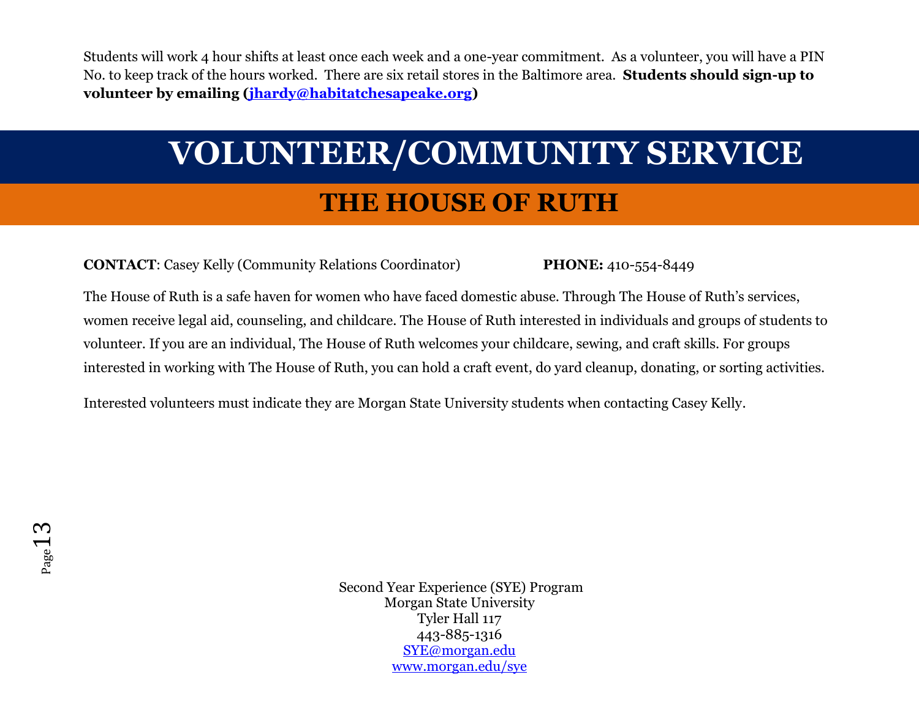Students will work 4 hour shifts at least once each week and a one-year commitment. As a volunteer, you will have a PIN No. to keep track of the hours worked. There are six retail stores in the Baltimore area. **Students should sign-up to volunteer by emailing (jhardy@habitatchesapeake.org)**

# VOLUNTEER/COMMUNITY SERVICE

## THE HOUSE OF RUTH

**CONTACT**: Casey Kelly (Community Relations Coordinator) **PHONE:** 410-554-8449

The House of Ruth is a safe haven for women who have faced domestic abuse. Through The House of Ruth's services, women receive legal aid, counseling, and childcare. The House of Ruth interested in individuals and groups of students to volunteer. If you are an individual, The House of Ruth welcomes your childcare, sewing, and craft skills. For groups interested in working with The House of Ruth, you can hold a craft event, do yard cleanup, donating, or sorting activities.

Interested volunteers must indicate they are Morgan State University students when contacting Casey Kelly.

Second Year Experience (SYE) Program
Morgan State University
Tyler Hall 117
443-885-1316
SYE@morgan.edu
www.morgan.edu/sye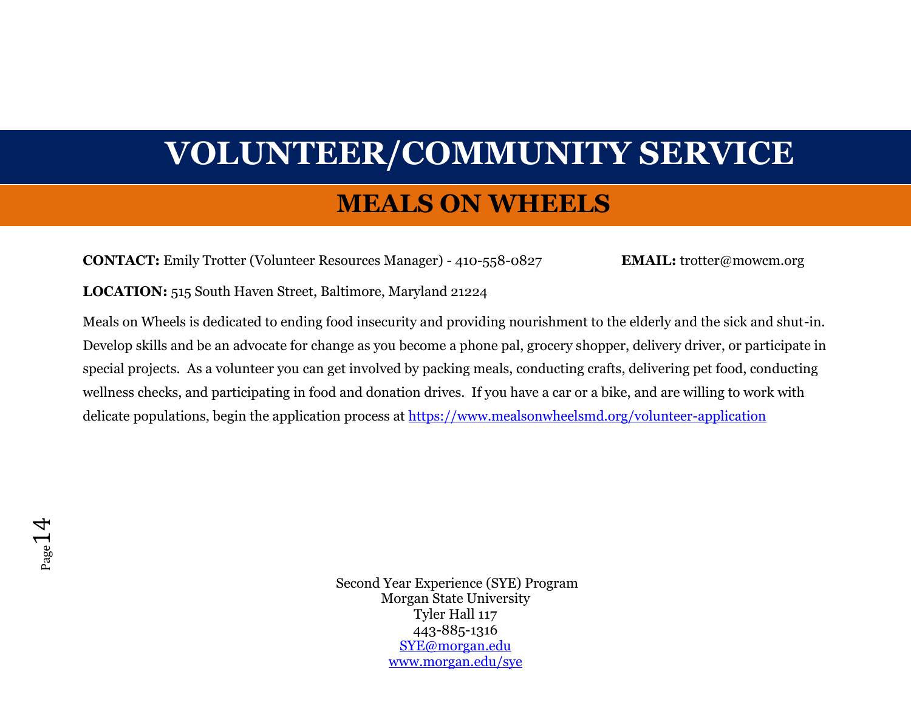# VOLUNTEER/COMMUNITY SERVICE

## MEALS ON WHEELS

**CONTACT:** Emily Trotter (Volunteer Resources Manager) - 410-558-0827 **EMAIL:** trotter@mowcm.org

**LOCATION:** 515 South Haven Street, Baltimore, Maryland 21224

Meals on Wheels is dedicated to ending food insecurity and providing nourishment to the elderly and the sick and shut-in. Develop skills and be an advocate for change as you become a phone pal, grocery shopper, delivery driver, or participate in special projects. As a volunteer you can get involved by packing meals, conducting crafts, delivering pet food, conducting wellness checks, and participating in food and donation drives. If you have a car or a bike, and are willing to work with delicate populations, begin the application process at https://www.mealsonwheelsmd.org/volunteer-application

Second Year Experience (SYE) Program
Morgan State University
Tyler Hall 117
443-885-1316
SYE@morgan.edu
www.morgan.edu/sye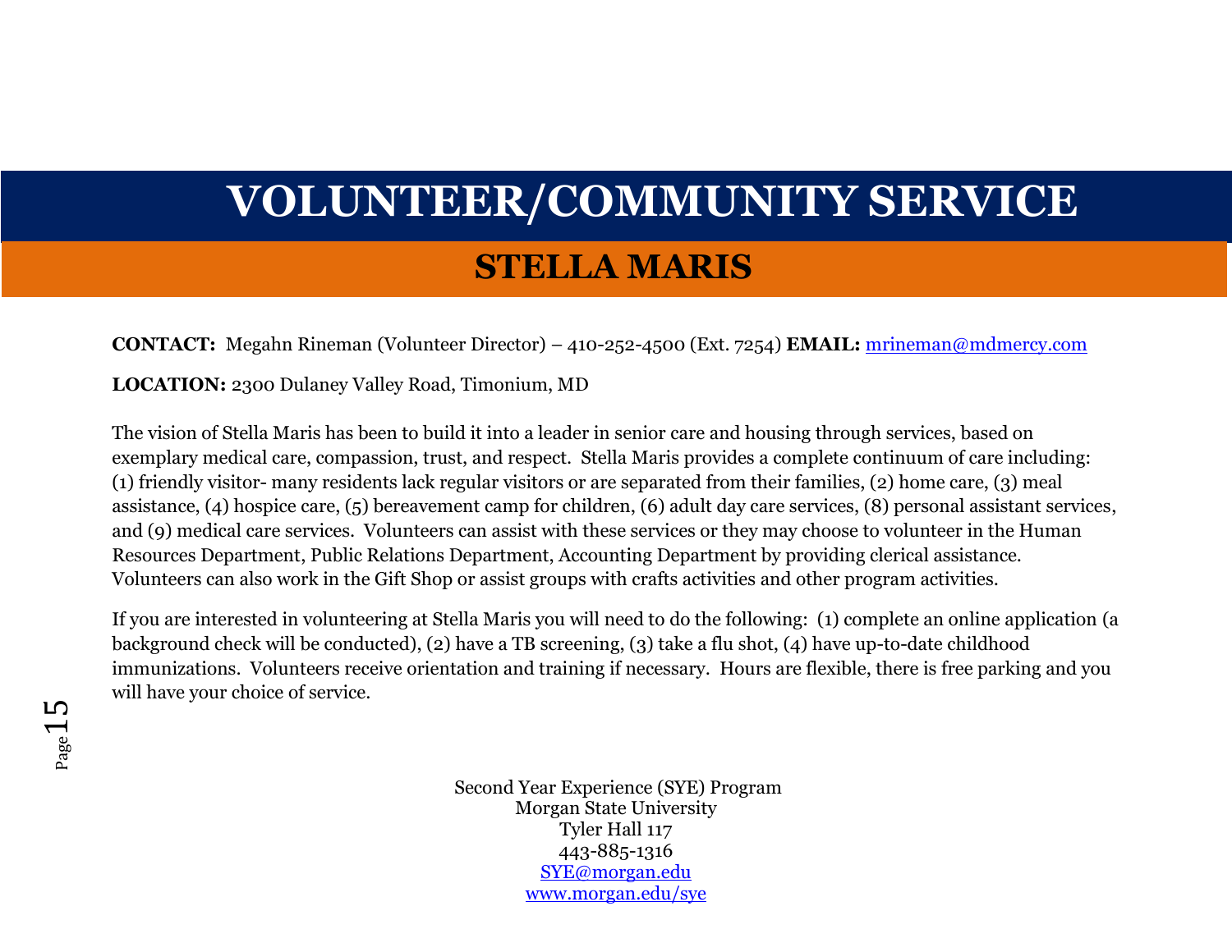# VOLUNTEER/COMMUNITY SERVICE

## STELLA MARIS

**CONTACT:** Megahn Rineman (Volunteer Director) – 410-252-4500 (Ext. 7254) **EMAIL:** mrineman@mdmercy.com

**LOCATION:** 2300 Dulaney Valley Road, Timonium, MD

The vision of Stella Maris has been to build it into a leader in senior care and housing through services, based on exemplary medical care, compassion, trust, and respect. Stella Maris provides a complete continuum of care including: (1) friendly visitor- many residents lack regular visitors or are separated from their families, (2) home care, (3) meal assistance, (4) hospice care, (5) bereavement camp for children, (6) adult day care services, (8) personal assistant services, and (9) medical care services. Volunteers can assist with these services or they may choose to volunteer in the Human Resources Department, Public Relations Department, Accounting Department by providing clerical assistance. Volunteers can also work in the Gift Shop or assist groups with crafts activities and other program activities.

If you are interested in volunteering at Stella Maris you will need to do the following: (1) complete an online application (a background check will be conducted), (2) have a TB screening, (3) take a flu shot, (4) have up-to-date childhood immunizations. Volunteers receive orientation and training if necessary. Hours are flexible, there is free parking and you will have your choice of service.

Second Year Experience (SYE) Program
Morgan State University
Tyler Hall 117
443-885-1316
SYE@morgan.edu
www.morgan.edu/sye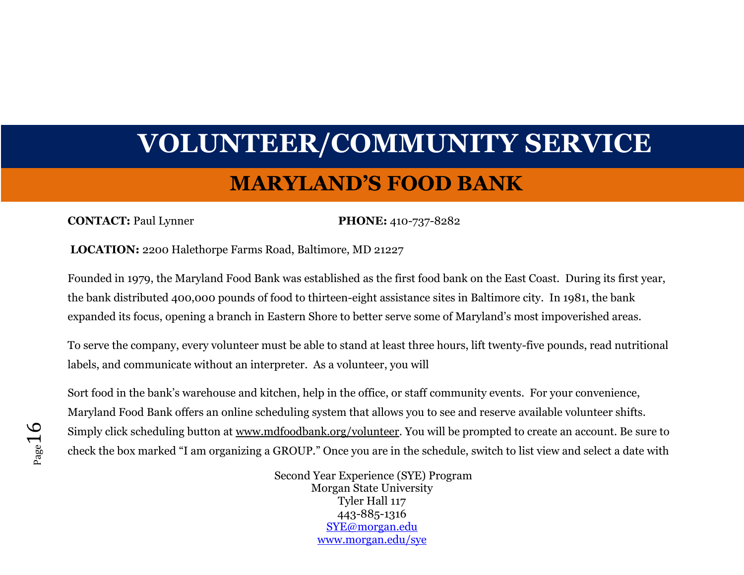# VOLUNTEER/COMMUNITY SERVICE

## MARYLAND'S FOOD BANK

**CONTACT:** Paul Lynner **PHONE:** 410-737-8282

**LOCATION:** 2200 Halethorpe Farms Road, Baltimore, MD 21227

Founded in 1979, the Maryland Food Bank was established as the first food bank on the East Coast. During its first year, the bank distributed 400,000 pounds of food to thirteen-eight assistance sites in Baltimore city. In 1981, the bank expanded its focus, opening a branch in Eastern Shore to better serve some of Maryland's most impoverished areas.

To serve the company, every volunteer must be able to stand at least three hours, lift twenty-five pounds, read nutritional labels, and communicate without an interpreter. As a volunteer, you will

Sort food in the bank's warehouse and kitchen, help in the office, or staff community events. For your convenience, Maryland Food Bank offers an online scheduling system that allows you to see and reserve available volunteer shifts. Simply click scheduling button at www.mdfoodbank.org/volunteer. You will be prompted to create an account. Be sure to check the box marked "I am organizing a GROUP." Once you are in the schedule, switch to list view and select a date with

Second Year Experience (SYE) Program
Morgan State University
Tyler Hall 117
443-885-1316
SYE@morgan.edu
www.morgan.edu/sye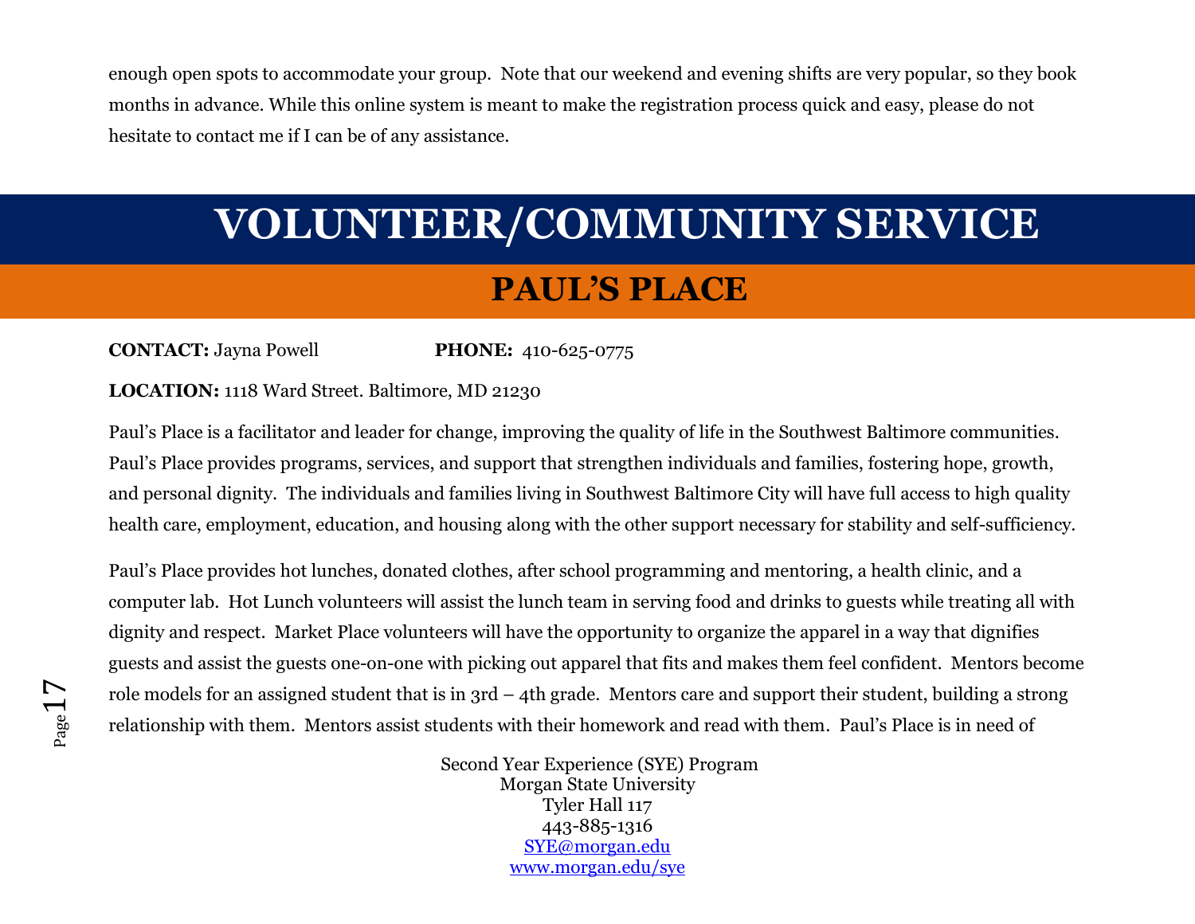enough open spots to accommodate your group. Note that our weekend and evening shifts are very popular, so they book months in advance. While this online system is meant to make the registration process quick and easy, please do not hesitate to contact me if I can be of any assistance.

# VOLUNTEER/COMMUNITY SERVICE

## PAUL'S PLACE

**CONTACT:** Jayna Powell **PHONE:** 410-625-0775

**LOCATION:** 1118 Ward Street. Baltimore, MD 21230

Paul's Place is a facilitator and leader for change, improving the quality of life in the Southwest Baltimore communities. Paul's Place provides programs, services, and support that strengthen individuals and families, fostering hope, growth, and personal dignity. The individuals and families living in Southwest Baltimore City will have full access to high quality health care, employment, education, and housing along with the other support necessary for stability and self-sufficiency.

Paul's Place provides hot lunches, donated clothes, after school programming and mentoring, a health clinic, and a computer lab. Hot Lunch volunteers will assist the lunch team in serving food and drinks to guests while treating all with dignity and respect. Market Place volunteers will have the opportunity to organize the apparel in a way that dignifies guests and assist the guests one-on-one with picking out apparel that fits and makes them feel confident. Mentors become role models for an assigned student that is in 3rd – 4th grade. Mentors care and support their student, building a strong relationship with them. Mentors assist students with their homework and read with them. Paul's Place is in need of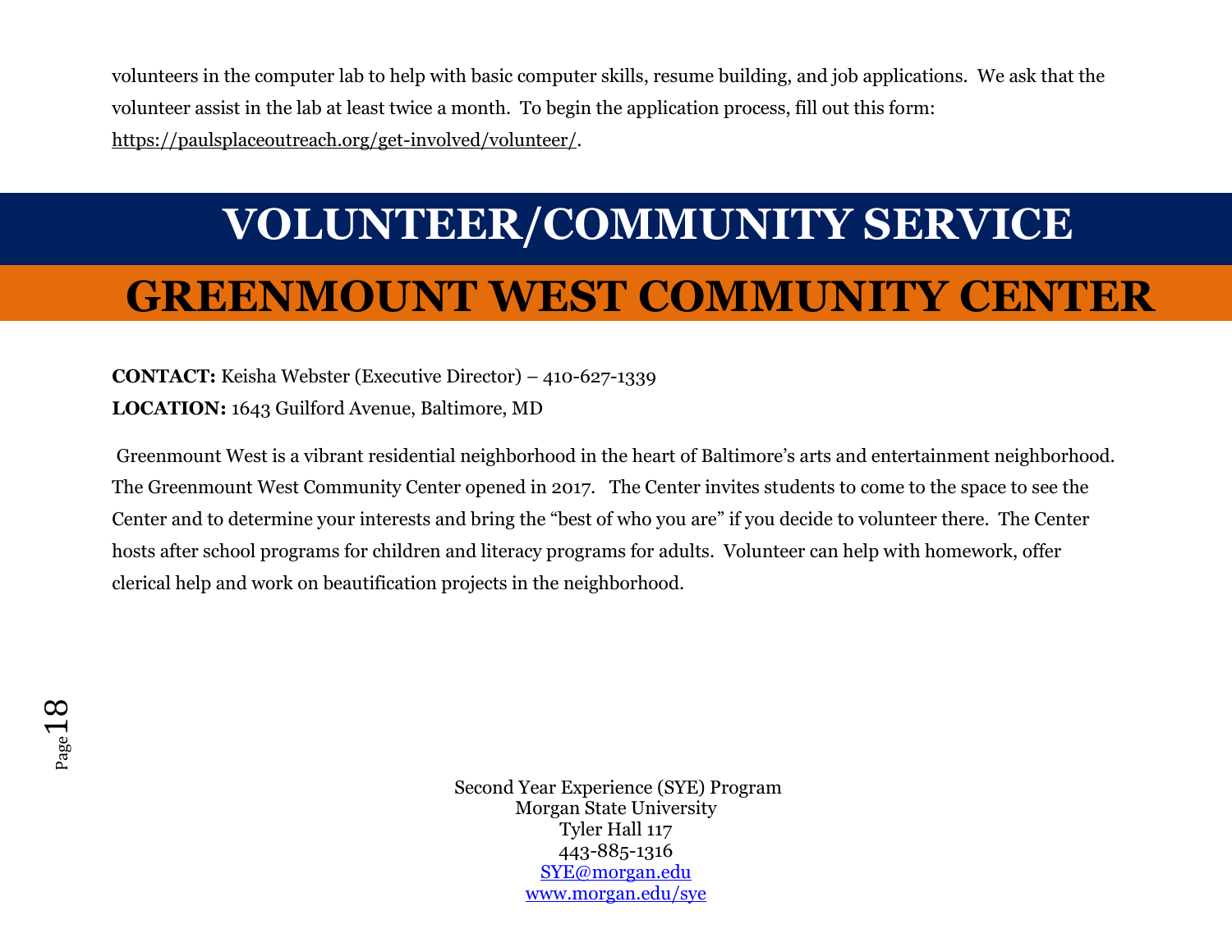volunteers in the computer lab to help with basic computer skills, resume building, and job applications. We ask that the volunteer assist in the lab at least twice a month. To begin the application process, fill out this form: https://paulsplaceoutreach.org/get-involved/volunteer/.

# VOLUNTEER/COMMUNITY SERVICE

## GREENMOUNT WEST COMMUNITY CENTER

**CONTACT:** Keisha Webster (Executive Director) – 410-627-1339
**LOCATION:** 1643 Guilford Avenue, Baltimore, MD

Greenmount West is a vibrant residential neighborhood in the heart of Baltimore's arts and entertainment neighborhood. The Greenmount West Community Center opened in 2017. The Center invites students to come to the space to see the Center and to determine your interests and bring the "best of who you are" if you decide to volunteer there. The Center hosts after school programs for children and literacy programs for adults. Volunteer can help with homework, offer clerical help and work on beautification projects in the neighborhood.

Second Year Experience (SYE) Program
Morgan State University
Tyler Hall 117
443-885-1316
SYE@morgan.edu
www.morgan.edu/sye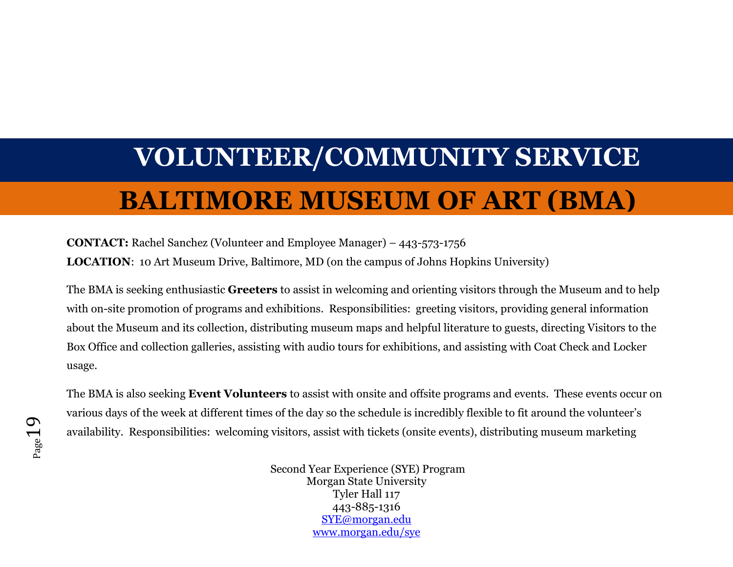# VOLUNTEER/COMMUNITY SERVICE

## BALTIMORE MUSEUM OF ART (BMA)

**CONTACT:** Rachel Sanchez (Volunteer and Employee Manager) – 443-573-1756

**LOCATION**: 10 Art Museum Drive, Baltimore, MD (on the campus of Johns Hopkins University)

The BMA is seeking enthusiastic **Greeters** to assist in welcoming and orienting visitors through the Museum and to help with on-site promotion of programs and exhibitions. Responsibilities: greeting visitors, providing general information about the Museum and its collection, distributing museum maps and helpful literature to guests, directing Visitors to the Box Office and collection galleries, assisting with audio tours for exhibitions, and assisting with Coat Check and Locker usage.

The BMA is also seeking **Event Volunteers** to assist with onsite and offsite programs and events. These events occur on various days of the week at different times of the day so the schedule is incredibly flexible to fit around the volunteer's availability. Responsibilities: welcoming visitors, assist with tickets (onsite events), distributing museum marketing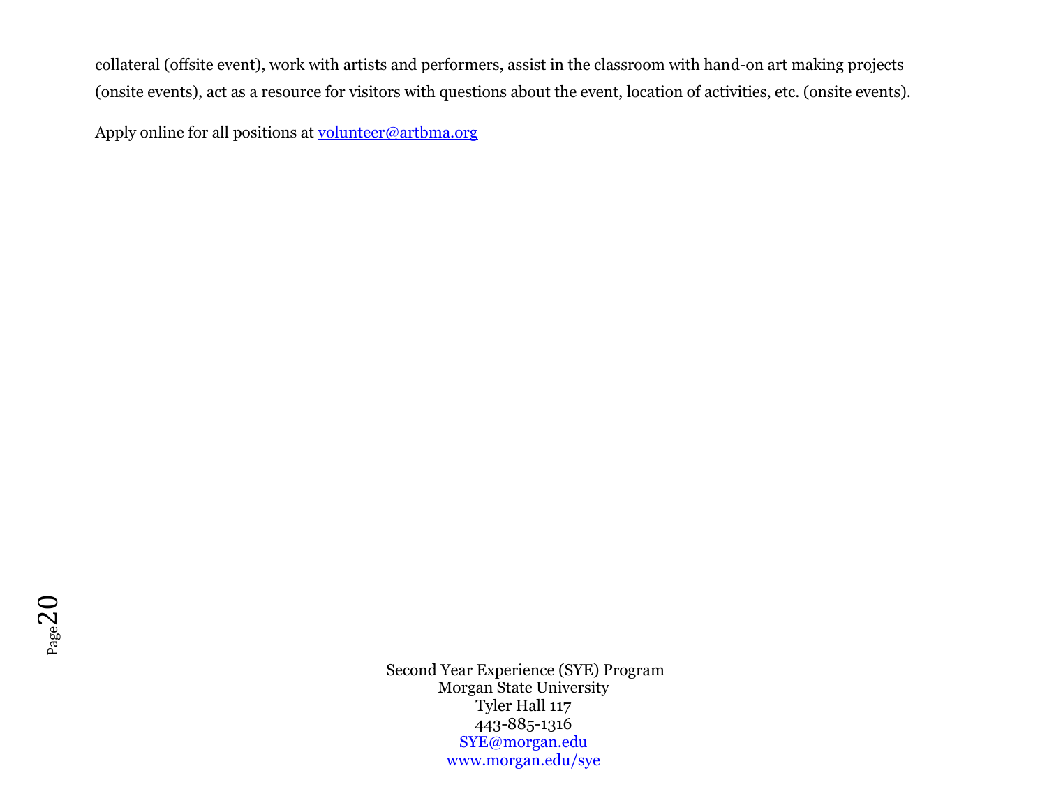collateral (offsite event), work with artists and performers, assist in the classroom with hand-on art making projects (onsite events), act as a resource for visitors with questions about the event, location of activities, etc. (onsite events).

Apply online for all positions at volunteer@artbma.org

Second Year Experience (SYE) Program
Morgan State University
Tyler Hall 117
443-885-1316
SYE@morgan.edu
www.morgan.edu/sye